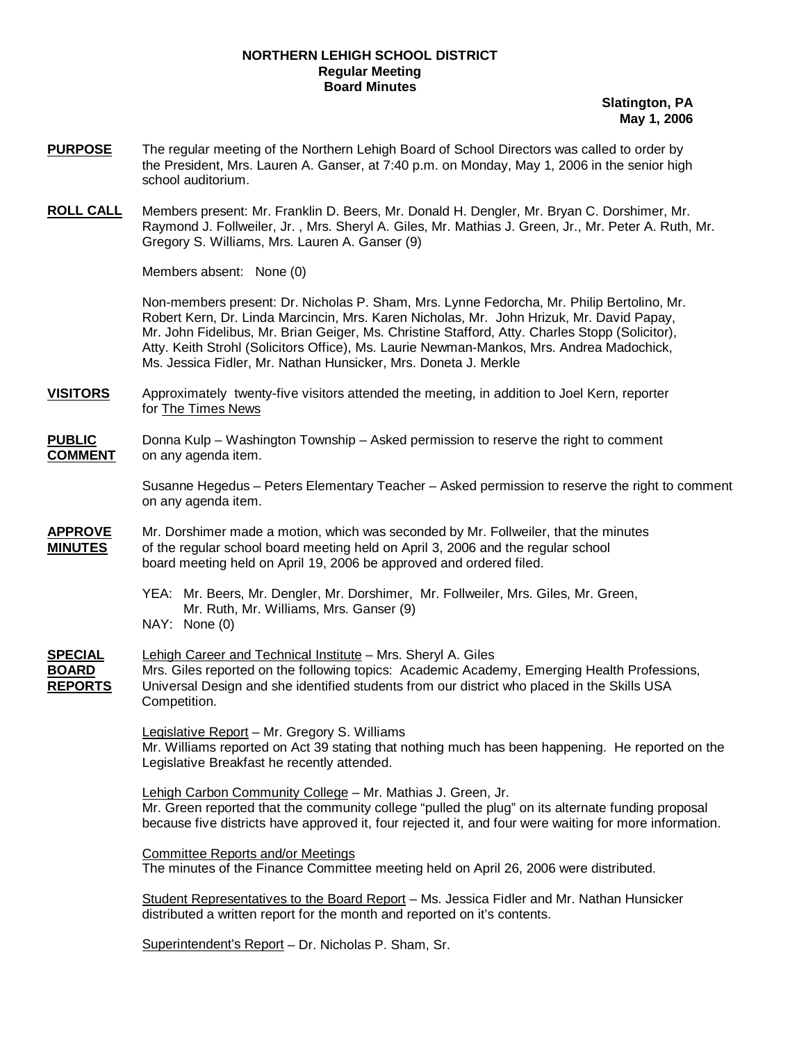**NORTHERN LEHIGH SCHOOL DISTRICT**
**Regular Meeting**
**Board Minutes**

**Slatington, PA**
**May 1, 2006**

**PURPOSE** The regular meeting of the Northern Lehigh Board of School Directors was called to order by the President, Mrs. Lauren A. Ganser, at 7:40 p.m. on Monday, May 1, 2006 in the senior high school auditorium.

**ROLL CALL** Members present: Mr. Franklin D. Beers, Mr. Donald H. Dengler, Mr. Bryan C. Dorshimer, Mr. Raymond J. Follweiler, Jr. , Mrs. Sheryl A. Giles, Mr. Mathias J. Green, Jr., Mr. Peter A. Ruth, Mr. Gregory S. Williams, Mrs. Lauren A. Ganser (9)

Members absent: None (0)

Non-members present: Dr. Nicholas P. Sham, Mrs. Lynne Fedorcha, Mr. Philip Bertolino, Mr. Robert Kern, Dr. Linda Marcincin, Mrs. Karen Nicholas, Mr. John Hrizuk, Mr. David Papay, Mr. John Fidelibus, Mr. Brian Geiger, Ms. Christine Stafford, Atty. Charles Stopp (Solicitor), Atty. Keith Strohl (Solicitors Office), Ms. Laurie Newman-Mankos, Mrs. Andrea Madochick, Ms. Jessica Fidler, Mr. Nathan Hunsicker, Mrs. Doneta J. Merkle

**VISITORS** Approximately twenty-five visitors attended the meeting, in addition to Joel Kern, reporter for The Times News

**PUBLIC COMMENT** Donna Kulp – Washington Township – Asked permission to reserve the right to comment on any agenda item.

Susanne Hegedus – Peters Elementary Teacher – Asked permission to reserve the right to comment on any agenda item.

**APPROVE MINUTES** Mr. Dorshimer made a motion, which was seconded by Mr. Follweiler, that the minutes of the regular school board meeting held on April 3, 2006 and the regular school board meeting held on April 19, 2006 be approved and ordered filed.

YEA: Mr. Beers, Mr. Dengler, Mr. Dorshimer, Mr. Follweiler, Mrs. Giles, Mr. Green, Mr. Ruth, Mr. Williams, Mrs. Ganser (9)
NAY: None (0)

**SPECIAL BOARD REPORTS** Lehigh Career and Technical Institute – Mrs. Sheryl A. Giles
Mrs. Giles reported on the following topics: Academic Academy, Emerging Health Professions, Universal Design and she identified students from our district who placed in the Skills USA Competition.

Legislative Report – Mr. Gregory S. Williams
Mr. Williams reported on Act 39 stating that nothing much has been happening. He reported on the Legislative Breakfast he recently attended.

Lehigh Carbon Community College – Mr. Mathias J. Green, Jr.
Mr. Green reported that the community college "pulled the plug" on its alternate funding proposal because five districts have approved it, four rejected it, and four were waiting for more information.

Committee Reports and/or Meetings
The minutes of the Finance Committee meeting held on April 26, 2006 were distributed.

Student Representatives to the Board Report – Ms. Jessica Fidler and Mr. Nathan Hunsicker distributed a written report for the month and reported on it's contents.

Superintendent's Report – Dr. Nicholas P. Sham, Sr.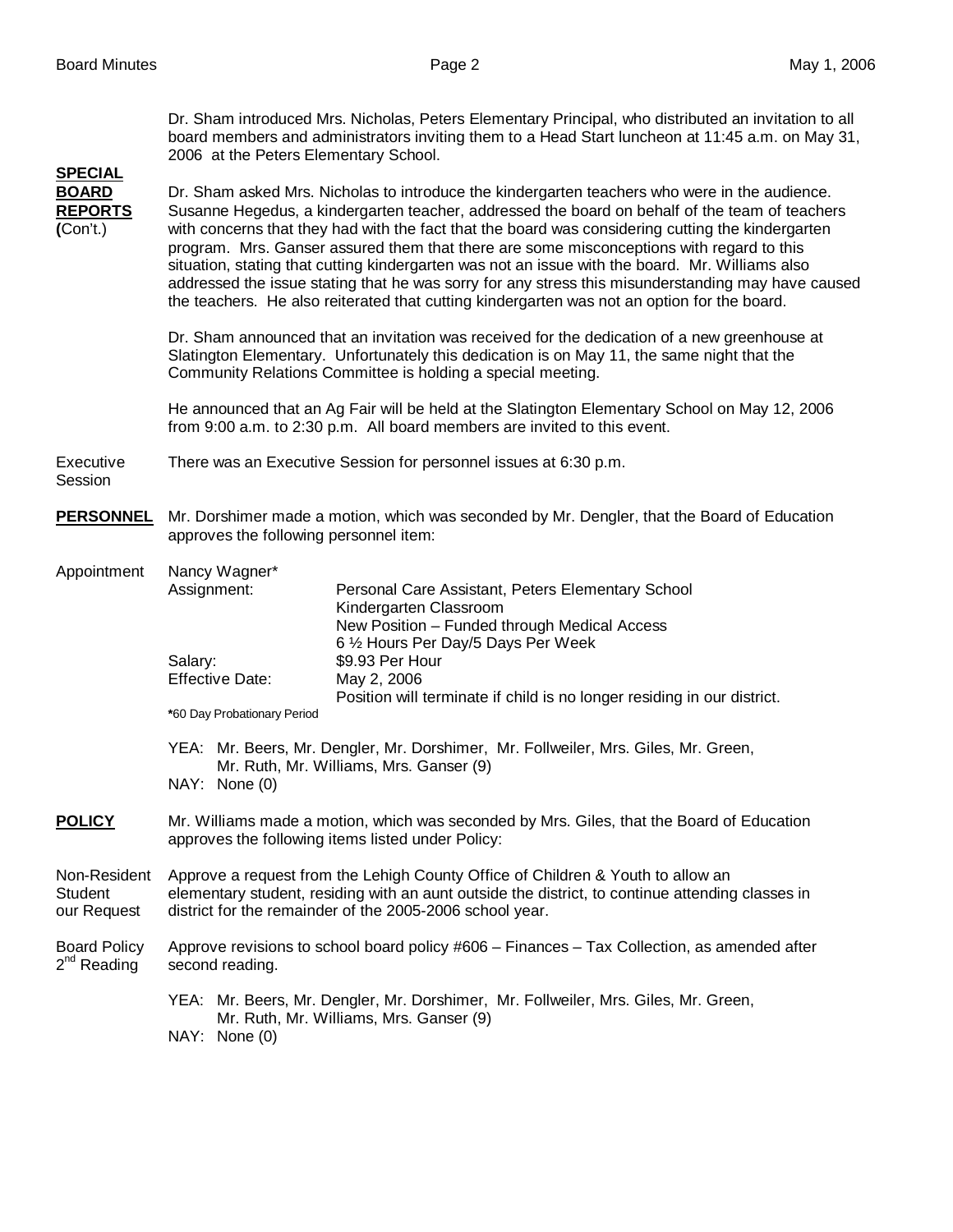Dr. Sham introduced Mrs. Nicholas, Peters Elementary Principal, who distributed an invitation to all board members and administrators inviting them to a Head Start luncheon at 11:45 a.m. on May 31, 2006 at the Peters Elementary School.

**SPECIAL BOARD REPORTS (Con't.)**

Dr. Sham asked Mrs. Nicholas to introduce the kindergarten teachers who were in the audience. Susanne Hegedus, a kindergarten teacher, addressed the board on behalf of the team of teachers with concerns that they had with the fact that the board was considering cutting the kindergarten program. Mrs. Ganser assured them that there are some misconceptions with regard to this situation, stating that cutting kindergarten was not an issue with the board. Mr. Williams also addressed the issue stating that he was sorry for any stress this misunderstanding may have caused the teachers. He also reiterated that cutting kindergarten was not an option for the board.

Dr. Sham announced that an invitation was received for the dedication of a new greenhouse at Slatington Elementary. Unfortunately this dedication is on May 11, the same night that the Community Relations Committee is holding a special meeting.

He announced that an Ag Fair will be held at the Slatington Elementary School on May 12, 2006 from 9:00 a.m. to 2:30 p.m. All board members are invited to this event.

Executive Session

There was an Executive Session for personnel issues at 6:30 p.m.

**PERSONNEL**

Mr. Dorshimer made a motion, which was seconded by Mr. Dengler, that the Board of Education approves the following personnel item:

Appointment

Nancy Wagner*

| | |
|---|---|
| Assignment: | Personal Care Assistant, Peters Elementary School<br>Kindergarten Classroom<br>New Position – Funded through Medical Access<br>6 ½ Hours Per Day/5 Days Per Week |
| Salary: | $9.93 Per Hour |
| Effective Date: | May 2, 2006<br>Position will terminate if child is no longer residing in our district. |

*60 Day Probationary Period

YEA: Mr. Beers, Mr. Dengler, Mr. Dorshimer, Mr. Follweiler, Mrs. Giles, Mr. Green, Mr. Ruth, Mr. Williams, Mrs. Ganser (9)
NAY: None (0)

**POLICY**

Mr. Williams made a motion, which was seconded by Mrs. Giles, that the Board of Education approves the following items listed under Policy:

Non-Resident Student our Request

Approve a request from the Lehigh County Office of Children & Youth to allow an elementary student, residing with an aunt outside the district, to continue attending classes in district for the remainder of the 2005-2006 school year.

Board Policy 2nd Reading

Approve revisions to school board policy #606 – Finances – Tax Collection, as amended after second reading.

YEA: Mr. Beers, Mr. Dengler, Mr. Dorshimer, Mr. Follweiler, Mrs. Giles, Mr. Green, Mr. Ruth, Mr. Williams, Mrs. Ganser (9)
NAY: None (0)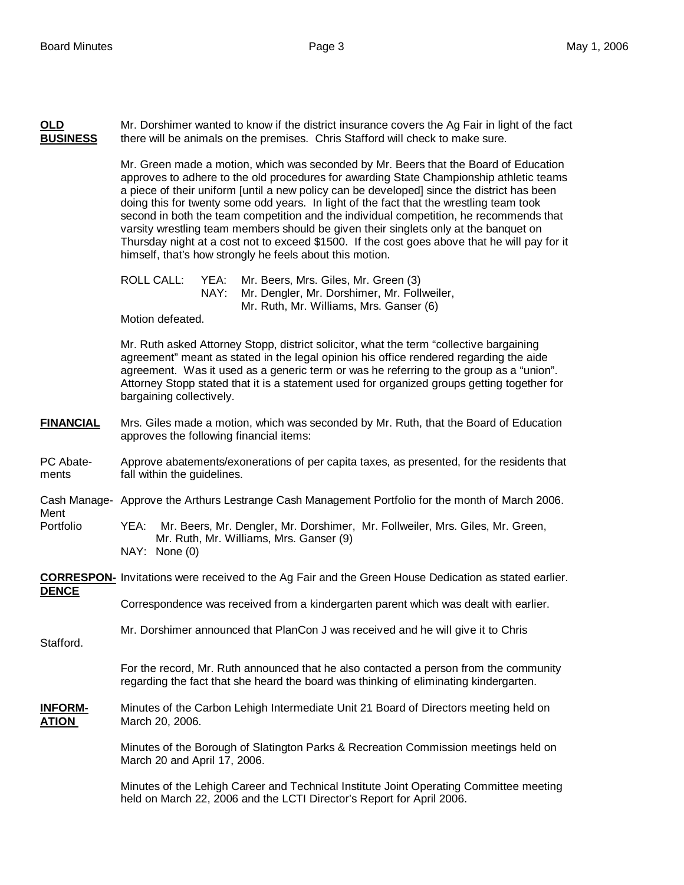**OLD BUSINESS**

Mr. Dorshimer wanted to know if the district insurance covers the Ag Fair in light of the fact there will be animals on the premises. Chris Stafford will check to make sure.

Mr. Green made a motion, which was seconded by Mr. Beers that the Board of Education approves to adhere to the old procedures for awarding State Championship athletic teams a piece of their uniform [until a new policy can be developed] since the district has been doing this for twenty some odd years. In light of the fact that the wrestling team took second in both the team competition and the individual competition, he recommends that varsity wrestling team members should be given their singlets only at the banquet on Thursday night at a cost not to exceed $1500. If the cost goes above that he will pay for it himself, that's how strongly he feels about this motion.

ROLL CALL: YEA: Mr. Beers, Mrs. Giles, Mr. Green (3)
NAY: Mr. Dengler, Mr. Dorshimer, Mr. Follweiler, Mr. Ruth, Mr. Williams, Mrs. Ganser (6)

Motion defeated.

Mr. Ruth asked Attorney Stopp, district solicitor, what the term "collective bargaining agreement" meant as stated in the legal opinion his office rendered regarding the aide agreement. Was it used as a generic term or was he referring to the group as a "union". Attorney Stopp stated that it is a statement used for organized groups getting together for bargaining collectively.

**FINANCIAL**

Mrs. Giles made a motion, which was seconded by Mr. Ruth, that the Board of Education approves the following financial items:

PC Abatements — Approve abatements/exonerations of per capita taxes, as presented, for the residents that fall within the guidelines.

Cash Management Portfolio — Approve the Arthurs Lestrange Cash Management Portfolio for the month of March 2006.

YEA: Mr. Beers, Mr. Dengler, Mr. Dorshimer, Mr. Follweiler, Mrs. Giles, Mr. Green, Mr. Ruth, Mr. Williams, Mrs. Ganser (9)
NAY: None (0)

**CORRESPONDENCE**

Invitations were received to the Ag Fair and the Green House Dedication as stated earlier.

Correspondence was received from a kindergarten parent which was dealt with earlier.

Mr. Dorshimer announced that PlanCon J was received and he will give it to Chris Stafford.

For the record, Mr. Ruth announced that he also contacted a person from the community regarding the fact that she heard the board was thinking of eliminating kindergarten.

**INFORMATION**

Minutes of the Carbon Lehigh Intermediate Unit 21 Board of Directors meeting held on March 20, 2006.

Minutes of the Borough of Slatington Parks & Recreation Commission meetings held on March 20 and April 17, 2006.

Minutes of the Lehigh Career and Technical Institute Joint Operating Committee meeting held on March 22, 2006 and the LCTI Director's Report for April 2006.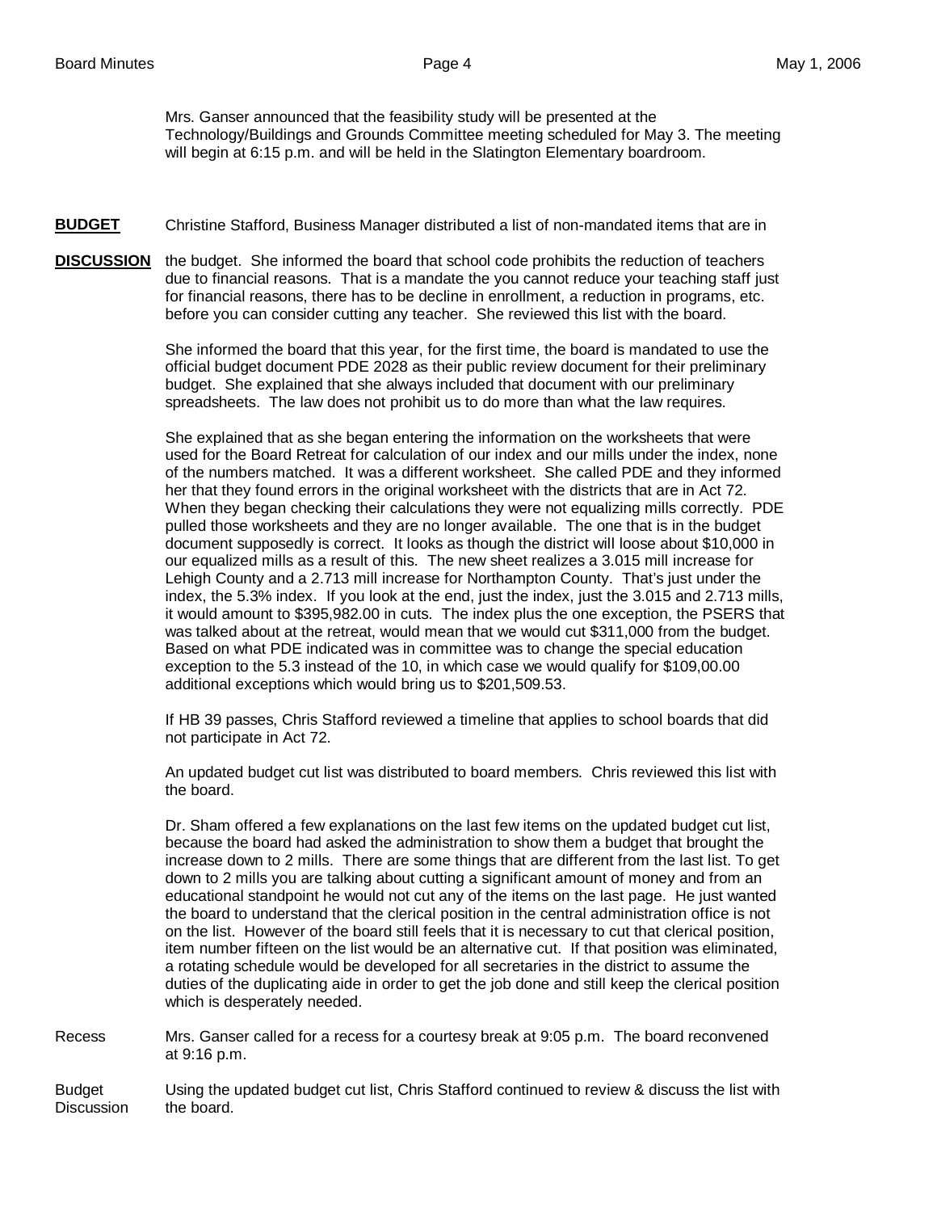Mrs. Ganser announced that the feasibility study will be presented at the Technology/Buildings and Grounds Committee meeting scheduled for May 3. The meeting will begin at 6:15 p.m. and will be held in the Slatington Elementary boardroom.

**BUDGET DISCUSSION**

Christine Stafford, Business Manager distributed a list of non-mandated items that are in the budget. She informed the board that school code prohibits the reduction of teachers due to financial reasons. That is a mandate the you cannot reduce your teaching staff just for financial reasons, there has to be decline in enrollment, a reduction in programs, etc. before you can consider cutting any teacher. She reviewed this list with the board.

She informed the board that this year, for the first time, the board is mandated to use the official budget document PDE 2028 as their public review document for their preliminary budget. She explained that she always included that document with our preliminary spreadsheets. The law does not prohibit us to do more than what the law requires.

She explained that as she began entering the information on the worksheets that were used for the Board Retreat for calculation of our index and our mills under the index, none of the numbers matched. It was a different worksheet. She called PDE and they informed her that they found errors in the original worksheet with the districts that are in Act 72. When they began checking their calculations they were not equalizing mills correctly. PDE pulled those worksheets and they are no longer available. The one that is in the budget document supposedly is correct. It looks as though the district will loose about $10,000 in our equalized mills as a result of this. The new sheet realizes a 3.015 mill increase for Lehigh County and a 2.713 mill increase for Northampton County. That's just under the index, the 5.3% index. If you look at the end, just the index, just the 3.015 and 2.713 mills, it would amount to $395,982.00 in cuts. The index plus the one exception, the PSERS that was talked about at the retreat, would mean that we would cut $311,000 from the budget. Based on what PDE indicated was in committee was to change the special education exception to the 5.3 instead of the 10, in which case we would qualify for $109,00.00 additional exceptions which would bring us to $201,509.53.

If HB 39 passes, Chris Stafford reviewed a timeline that applies to school boards that did not participate in Act 72.

An updated budget cut list was distributed to board members. Chris reviewed this list with the board.

Dr. Sham offered a few explanations on the last few items on the updated budget cut list, because the board had asked the administration to show them a budget that brought the increase down to 2 mills. There are some things that are different from the last list. To get down to 2 mills you are talking about cutting a significant amount of money and from an educational standpoint he would not cut any of the items on the last page. He just wanted the board to understand that the clerical position in the central administration office is not on the list. However of the board still feels that it is necessary to cut that clerical position, item number fifteen on the list would be an alternative cut. If that position was eliminated, a rotating schedule would be developed for all secretaries in the district to assume the duties of the duplicating aide in order to get the job done and still keep the clerical position which is desperately needed.

Recess

Mrs. Ganser called for a recess for a courtesy break at 9:05 p.m. The board reconvened at 9:16 p.m.

Budget Discussion

Using the updated budget cut list, Chris Stafford continued to review & discuss the list with the board.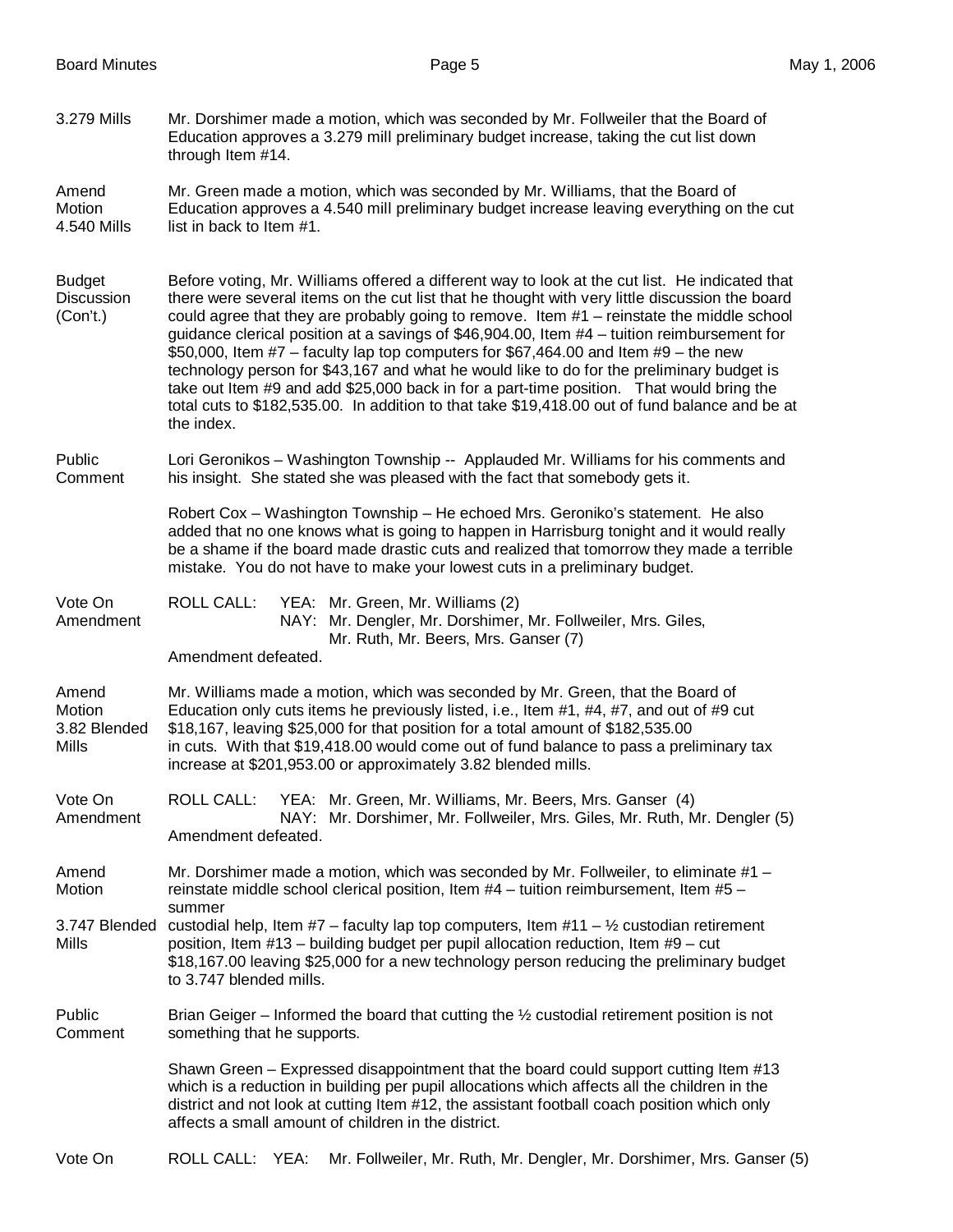**3.279 Mills** — Mr. Dorshimer made a motion, which was seconded by Mr. Follweiler that the Board of Education approves a 3.279 mill preliminary budget increase, taking the cut list down through Item #14.

**Amend Motion 4.540 Mills** — Mr. Green made a motion, which was seconded by Mr. Williams, that the Board of Education approves a 4.540 mill preliminary budget increase leaving everything on the cut list in back to Item #1.

**Budget Discussion (Con't.)** — Before voting, Mr. Williams offered a different way to look at the cut list. He indicated that there were several items on the cut list that he thought with very little discussion the board could agree that they are probably going to remove. Item #1 – reinstate the middle school guidance clerical position at a savings of $46,904.00, Item #4 – tuition reimbursement for $50,000, Item #7 – faculty lap top computers for $67,464.00 and Item #9 – the new technology person for $43,167 and what he would like to do for the preliminary budget is take out Item #9 and add $25,000 back in for a part-time position. That would bring the total cuts to $182,535.00. In addition to that take $19,418.00 out of fund balance and be at the index.

**Public Comment** — Lori Geronikos – Washington Township -- Applauded Mr. Williams for his comments and his insight. She stated she was pleased with the fact that somebody gets it.

Robert Cox – Washington Township – He echoed Mrs. Geroniko's statement. He also added that no one knows what is going to happen in Harrisburg tonight and it would really be a shame if the board made drastic cuts and realized that tomorrow they made a terrible mistake. You do not have to make your lowest cuts in a preliminary budget.

**Vote On Amendment** — ROLL CALL:
YEA: Mr. Green, Mr. Williams (2)
NAY: Mr. Dengler, Mr. Dorshimer, Mr. Follweiler, Mrs. Giles, Mr. Ruth, Mr. Beers, Mrs. Ganser (7)
Amendment defeated.

**Amend Motion 3.82 Blended Mills** — Mr. Williams made a motion, which was seconded by Mr. Green, that the Board of Education only cuts items he previously listed, i.e., Item #1, #4, #7, and out of #9 cut $18,167, leaving $25,000 for that position for a total amount of $182,535.00 in cuts. With that $19,418.00 would come out of fund balance to pass a preliminary tax increase at $201,953.00 or approximately 3.82 blended mills.

**Vote On Amendment** — ROLL CALL:
YEA: Mr. Green, Mr. Williams, Mr. Beers, Mrs. Ganser (4)
NAY: Mr. Dorshimer, Mr. Follweiler, Mrs. Giles, Mr. Ruth, Mr. Dengler (5)
Amendment defeated.

**Amend Motion 3.747 Blended Mills** — Mr. Dorshimer made a motion, which was seconded by Mr. Follweiler, to eliminate #1 – reinstate middle school clerical position, Item #4 – tuition reimbursement, Item #5 – summer custodial help, Item #7 – faculty lap top computers, Item #11 – ½ custodian retirement position, Item #13 – building budget per pupil allocation reduction, Item #9 – cut $18,167.00 leaving $25,000 for a new technology person reducing the preliminary budget to 3.747 blended mills.

**Public Comment** — Brian Geiger – Informed the board that cutting the ½ custodial retirement position is not something that he supports.

Shawn Green – Expressed disappointment that the board could support cutting Item #13 which is a reduction in building per pupil allocations which affects all the children in the district and not look at cutting Item #12, the assistant football coach position which only affects a small amount of children in the district.

**Vote On** — ROLL CALL: YEA: Mr. Follweiler, Mr. Ruth, Mr. Dengler, Mr. Dorshimer, Mrs. Ganser (5)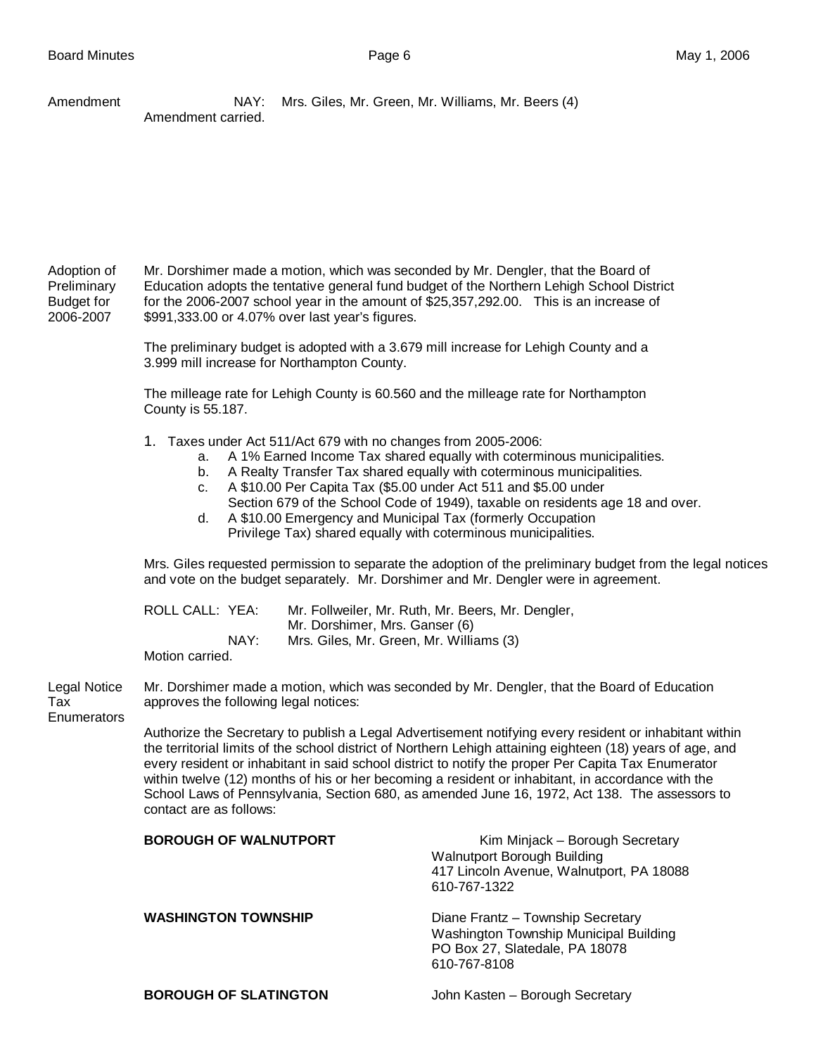Amendment NAY: Mrs. Giles, Mr. Green, Mr. Williams, Mr. Beers (4)
Amendment carried.

**Adoption of Preliminary Budget for 2006-2007**

Mr. Dorshimer made a motion, which was seconded by Mr. Dengler, that the Board of Education adopts the tentative general fund budget of the Northern Lehigh School District for the 2006-2007 school year in the amount of $25,357,292.00. This is an increase of $991,333.00 or 4.07% over last year's figures.

The preliminary budget is adopted with a 3.679 mill increase for Lehigh County and a 3.999 mill increase for Northampton County.

The milleage rate for Lehigh County is 60.560 and the milleage rate for Northampton County is 55.187.

1. Taxes under Act 511/Act 679 with no changes from 2005-2006:
   a. A 1% Earned Income Tax shared equally with coterminous municipalities.
   b. A Realty Transfer Tax shared equally with coterminous municipalities.
   c. A $10.00 Per Capita Tax ($5.00 under Act 511 and $5.00 under Section 679 of the School Code of 1949), taxable on residents age 18 and over.
   d. A $10.00 Emergency and Municipal Tax (formerly Occupation Privilege Tax) shared equally with coterminous municipalities.

Mrs. Giles requested permission to separate the adoption of the preliminary budget from the legal notices and vote on the budget separately. Mr. Dorshimer and Mr. Dengler were in agreement.

ROLL CALL: YEA: Mr. Follweiler, Mr. Ruth, Mr. Beers, Mr. Dengler, Mr. Dorshimer, Mrs. Ganser (6)
NAY: Mrs. Giles, Mr. Green, Mr. Williams (3)
Motion carried.

**Legal Notice Tax Enumerators**

Mr. Dorshimer made a motion, which was seconded by Mr. Dengler, that the Board of Education approves the following legal notices:

Authorize the Secretary to publish a Legal Advertisement notifying every resident or inhabitant within the territorial limits of the school district of Northern Lehigh attaining eighteen (18) years of age, and every resident or inhabitant in said school district to notify the proper Per Capita Tax Enumerator within twelve (12) months of his or her becoming a resident or inhabitant, in accordance with the School Laws of Pennsylvania, Section 680, as amended June 16, 1972, Act 138. The assessors to contact are as follows:

**BOROUGH OF WALNUTPORT**
Kim Minjack – Borough Secretary
Walnutport Borough Building
417 Lincoln Avenue, Walnutport, PA 18088
610-767-1322

**WASHINGTON TOWNSHIP**
Diane Frantz – Township Secretary
Washington Township Municipal Building
PO Box 27, Slatedale, PA 18078
610-767-8108

**BOROUGH OF SLATINGTON**
John Kasten – Borough Secretary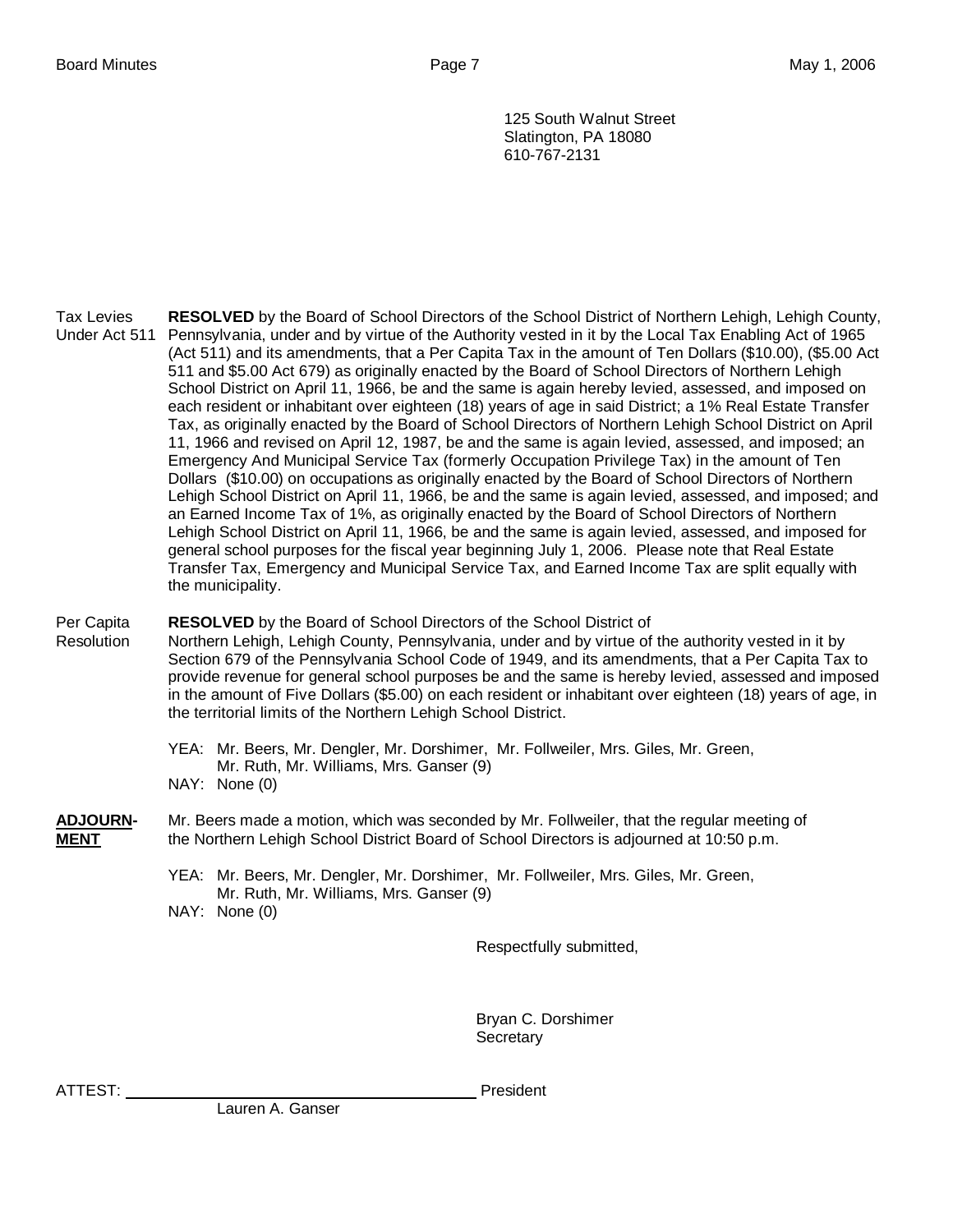125 South Walnut Street
Slatington, PA 18080
610-767-2131

Tax Levies Under Act 511 **RESOLVED** by the Board of School Directors of the School District of Northern Lehigh, Lehigh County, Pennsylvania, under and by virtue of the Authority vested in it by the Local Tax Enabling Act of 1965 (Act 511) and its amendments, that a Per Capita Tax in the amount of Ten Dollars ($10.00), ($5.00 Act 511 and $5.00 Act 679) as originally enacted by the Board of School Directors of Northern Lehigh School District on April 11, 1966, be and the same is again hereby levied, assessed, and imposed on each resident or inhabitant over eighteen (18) years of age in said District; a 1% Real Estate Transfer Tax, as originally enacted by the Board of School Directors of Northern Lehigh School District on April 11, 1966 and revised on April 12, 1987, be and the same is again levied, assessed, and imposed; an Emergency And Municipal Service Tax (formerly Occupation Privilege Tax) in the amount of Ten Dollars ($10.00) on occupations as originally enacted by the Board of School Directors of Northern Lehigh School District on April 11, 1966, be and the same is again levied, assessed, and imposed; and an Earned Income Tax of 1%, as originally enacted by the Board of School Directors of Northern Lehigh School District on April 11, 1966, be and the same is again levied, assessed, and imposed for general school purposes for the fiscal year beginning July 1, 2006. Please note that Real Estate Transfer Tax, Emergency and Municipal Service Tax, and Earned Income Tax are split equally with the municipality.

Per Capita Resolution **RESOLVED** by the Board of School Directors of the School District of Northern Lehigh, Lehigh County, Pennsylvania, under and by virtue of the authority vested in it by Section 679 of the Pennsylvania School Code of 1949, and its amendments, that a Per Capita Tax to provide revenue for general school purposes be and the same is hereby levied, assessed and imposed in the amount of Five Dollars ($5.00) on each resident or inhabitant over eighteen (18) years of age, in the territorial limits of the Northern Lehigh School District.

YEA: Mr. Beers, Mr. Dengler, Mr. Dorshimer, Mr. Follweiler, Mrs. Giles, Mr. Green, Mr. Ruth, Mr. Williams, Mrs. Ganser (9)
NAY: None (0)

**ADJOURN-MENT** Mr. Beers made a motion, which was seconded by Mr. Follweiler, that the regular meeting of the Northern Lehigh School District Board of School Directors is adjourned at 10:50 p.m.

YEA: Mr. Beers, Mr. Dengler, Mr. Dorshimer, Mr. Follweiler, Mrs. Giles, Mr. Green, Mr. Ruth, Mr. Williams, Mrs. Ganser (9)
NAY: None (0)

Respectfully submitted,

Bryan C. Dorshimer
Secretary

ATTEST: ______________________________ President
Lauren A. Ganser